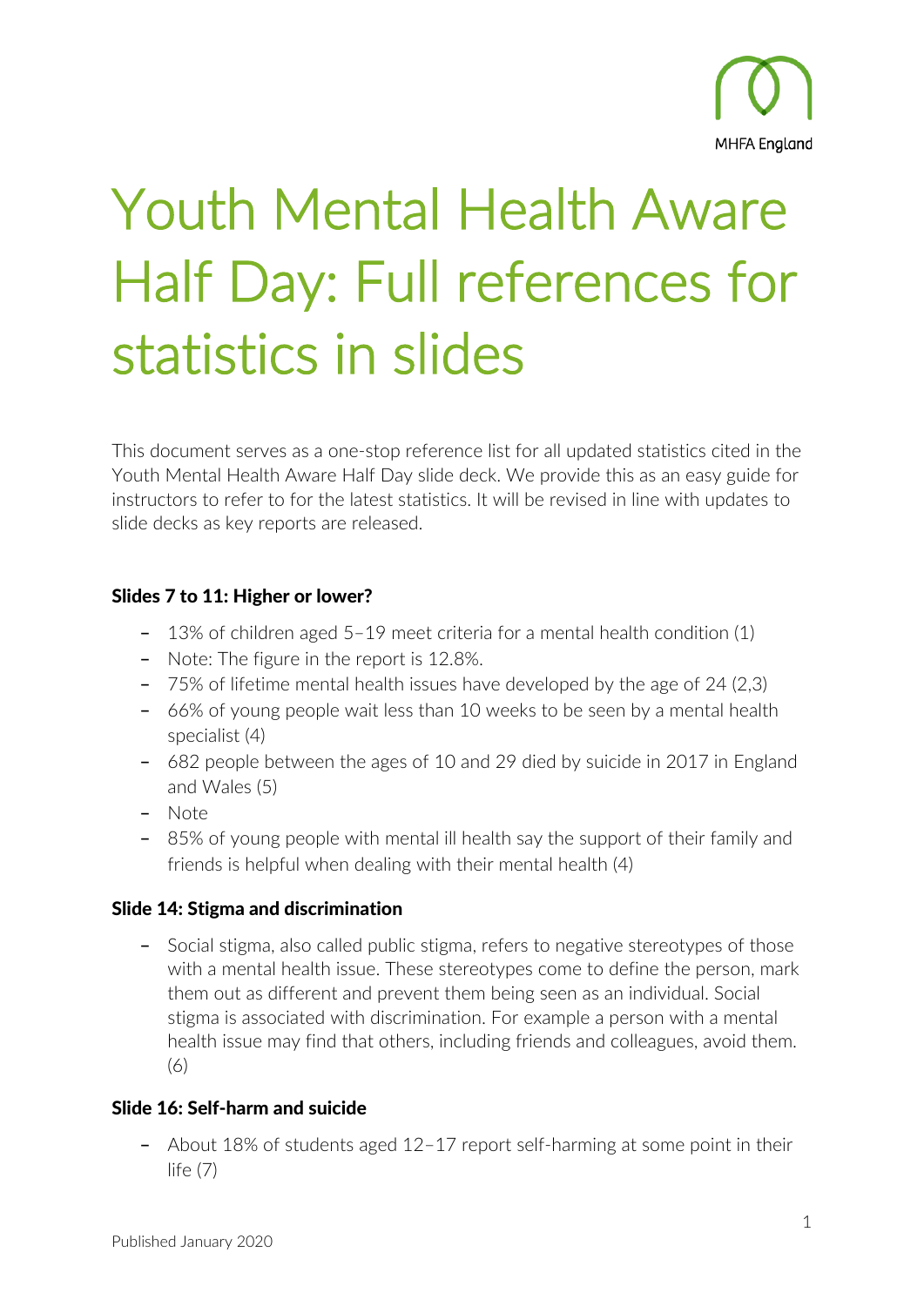# Youth Mental Health Aware Half Day: Full references for statistics in slides

This document serves as a one-stop reference list for all updated statistics cited in the Youth Mental Health Aware Half Day slide deck. We provide this as an easy guide for instructors to refer to for the latest statistics. It will be revised in line with updates to slide decks as key reports are released.

**Slides 7 to 11: Higher or lower?**

- 13% of children aged 5–19 meet criteria for a mental health condition (1)
- Note: The figure in the report is 12.8%.
- 75% of lifetime mental health issues have developed by the age of 24 (2,3)
- 66% of young people wait less than 10 weeks to be seen by a mental health specialist (4)
- 682 people between the ages of 10 and 29 died by suicide in 2017 in England and Wales (5)
- Note
- 85% of young people with mental ill health say the support of their family and friends is helpful when dealing with their mental health (4)

**Slide 14: Stigma and discrimination**

- Social stigma, also called public stigma, refers to negative stereotypes of those with a mental health issue. These stereotypes come to define the person, mark them out as different and prevent them being seen as an individual. Social stigma is associated with discrimination. For example a person with a mental health issue may find that others, including friends and colleagues, avoid them. (6)

**Slide 16: Self-harm and suicide**

- About 18% of students aged 12–17 report self-harming at some point in their life (7)

Published January 2020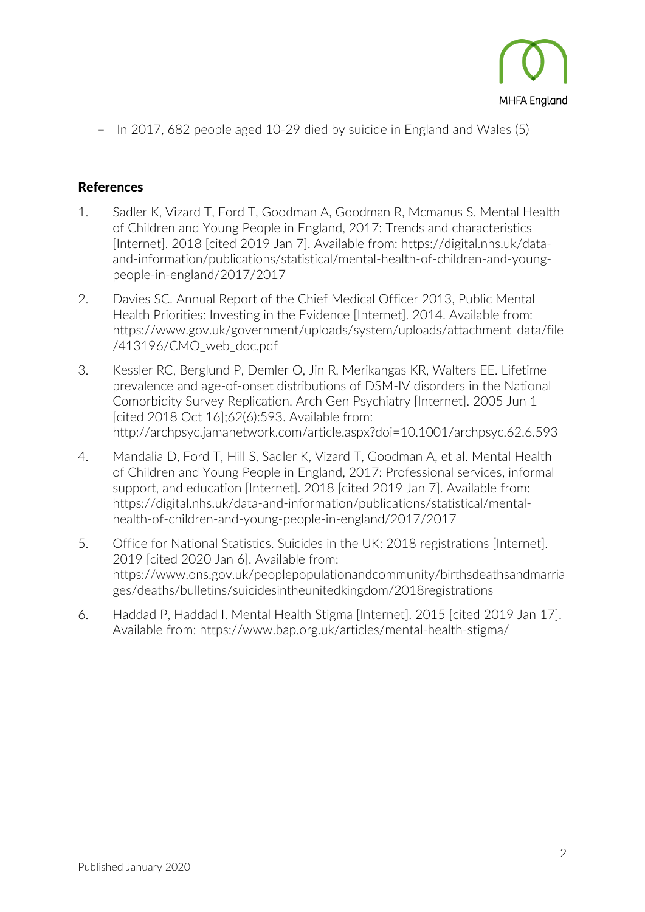- In 2017, 682 people aged 10-29 died by suicide in England and Wales (5)

## References

1. Sadler K, Vizard T, Ford T, Goodman A, Goodman R, Mcmanus S. Mental Health of Children and Young People in England, 2017: Trends and characteristics [Internet]. 2018 [cited 2019 Jan 7]. Available from: https://digital.nhs.uk/data-and-information/publications/statistical/mental-health-of-children-and-young-people-in-england/2017/2017
2. Davies SC. Annual Report of the Chief Medical Officer 2013, Public Mental Health Priorities: Investing in the Evidence [Internet]. 2014. Available from: https://www.gov.uk/government/uploads/system/uploads/attachment_data/file/413196/CMO_web_doc.pdf
3. Kessler RC, Berglund P, Demler O, Jin R, Merikangas KR, Walters EE. Lifetime prevalence and age-of-onset distributions of DSM-IV disorders in the National Comorbidity Survey Replication. Arch Gen Psychiatry [Internet]. 2005 Jun 1 [cited 2018 Oct 16];62(6):593. Available from: http://archpsyc.jamanetwork.com/article.aspx?doi=10.1001/archpsyc.62.6.593
4. Mandalia D, Ford T, Hill S, Sadler K, Vizard T, Goodman A, et al. Mental Health of Children and Young People in England, 2017: Professional services, informal support, and education [Internet]. 2018 [cited 2019 Jan 7]. Available from: https://digital.nhs.uk/data-and-information/publications/statistical/mental-health-of-children-and-young-people-in-england/2017/2017
5. Office for National Statistics. Suicides in the UK: 2018 registrations [Internet]. 2019 [cited 2020 Jan 6]. Available from: https://www.ons.gov.uk/peoplepopulationandcommunity/birthsdeathsandmarriages/deaths/bulletins/suicidesintheunitedkingdom/2018registrations
6. Haddad P, Haddad I. Mental Health Stigma [Internet]. 2015 [cited 2019 Jan 17]. Available from: https://www.bap.org.uk/articles/mental-health-stigma/